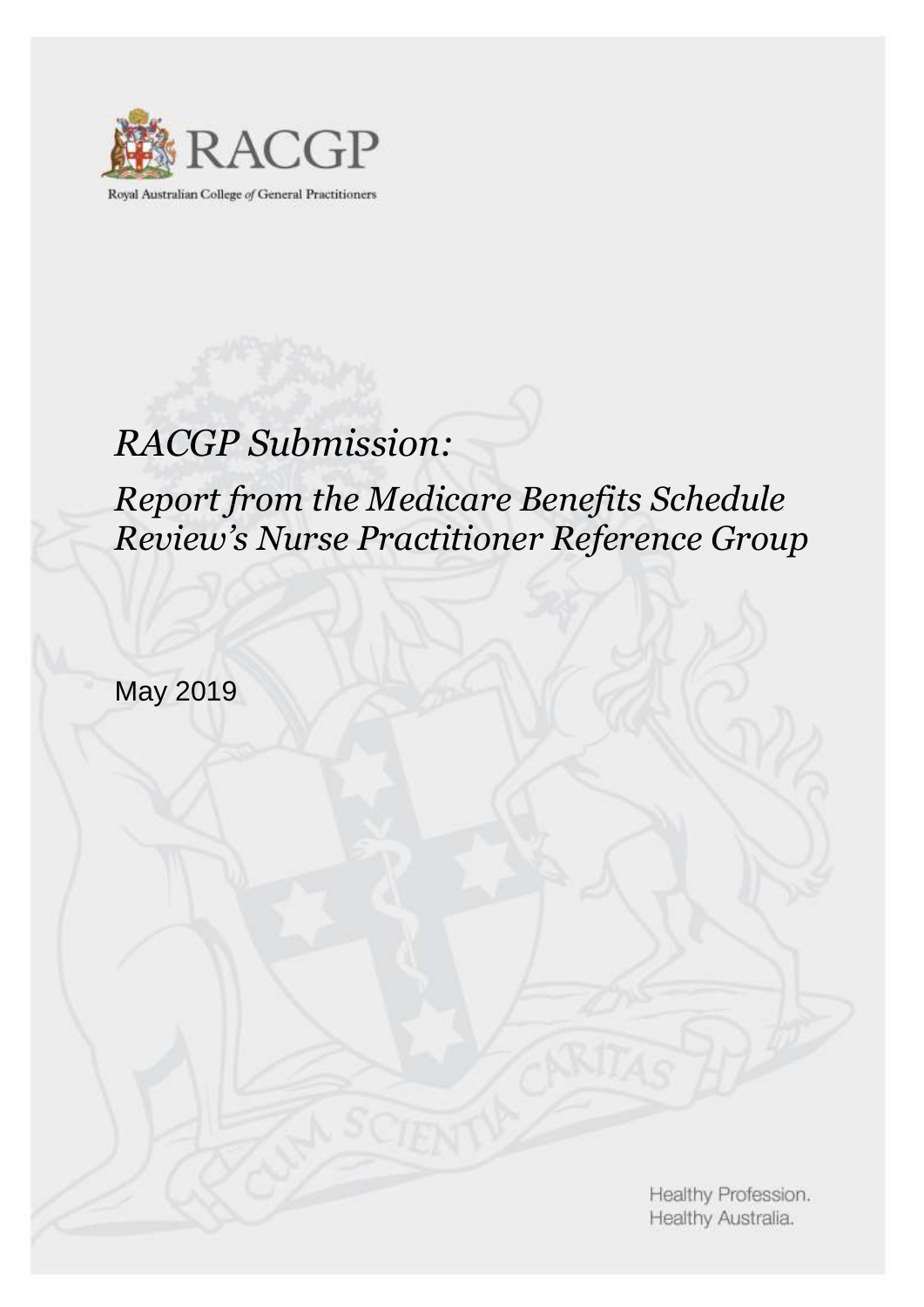RACGP

Royal Australian College *of* General Practitioners

# *RACGP Submission:*

## *Report from the Medicare Benefits Schedule Review's Nurse Practitioner Reference Group*

May 2019

Healthy Profession.
Healthy Australia.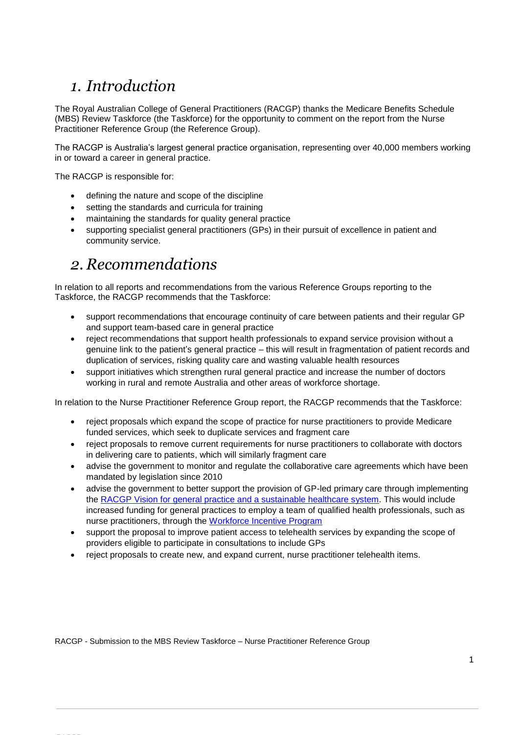# 1. Introduction

The Royal Australian College of General Practitioners (RACGP) thanks the Medicare Benefits Schedule (MBS) Review Taskforce (the Taskforce) for the opportunity to comment on the report from the Nurse Practitioner Reference Group (the Reference Group).

The RACGP is Australia's largest general practice organisation, representing over 40,000 members working in or toward a career in general practice.

The RACGP is responsible for:

- defining the nature and scope of the discipline
- setting the standards and curricula for training
- maintaining the standards for quality general practice
- supporting specialist general practitioners (GPs) in their pursuit of excellence in patient and community service.

# 2. Recommendations

In relation to all reports and recommendations from the various Reference Groups reporting to the Taskforce, the RACGP recommends that the Taskforce:

- support recommendations that encourage continuity of care between patients and their regular GP and support team-based care in general practice
- reject recommendations that support health professionals to expand service provision without a genuine link to the patient's general practice – this will result in fragmentation of patient records and duplication of services, risking quality care and wasting valuable health resources
- support initiatives which strengthen rural general practice and increase the number of doctors working in rural and remote Australia and other areas of workforce shortage.

In relation to the Nurse Practitioner Reference Group report, the RACGP recommends that the Taskforce:

- reject proposals which expand the scope of practice for nurse practitioners to provide Medicare funded services, which seek to duplicate services and fragment care
- reject proposals to remove current requirements for nurse practitioners to collaborate with doctors in delivering care to patients, which will similarly fragment care
- advise the government to monitor and regulate the collaborative care agreements which have been mandated by legislation since 2010
- advise the government to better support the provision of GP-led primary care through implementing the RACGP Vision for general practice and a sustainable healthcare system. This would include increased funding for general practices to employ a team of qualified health professionals, such as nurse practitioners, through the Workforce Incentive Program
- support the proposal to improve patient access to telehealth services by expanding the scope of providers eligible to participate in consultations to include GPs
- reject proposals to create new, and expand current, nurse practitioner telehealth items.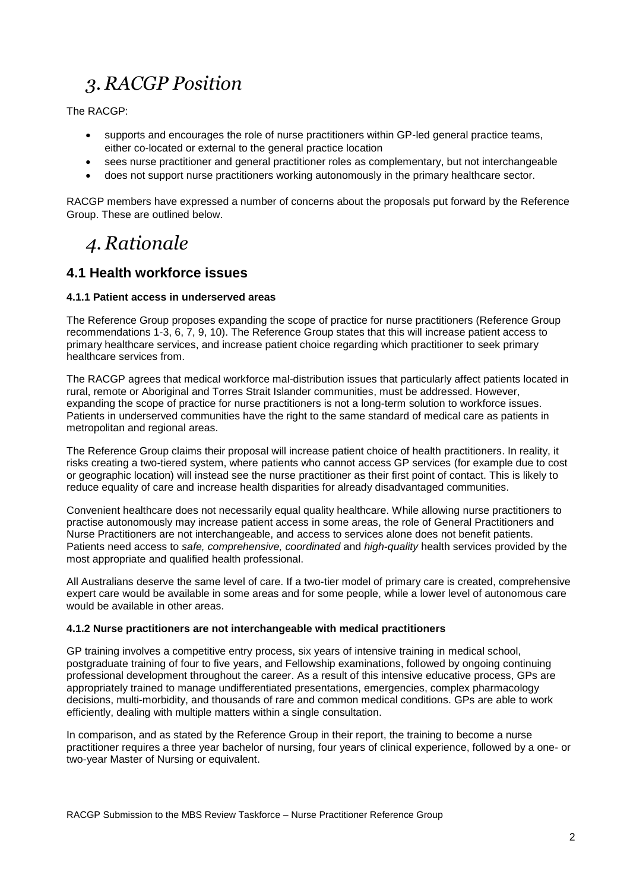# *3. RACGP Position*

The RACGP:

- supports and encourages the role of nurse practitioners within GP-led general practice teams, either co-located or external to the general practice location
- sees nurse practitioner and general practitioner roles as complementary, but not interchangeable
- does not support nurse practitioners working autonomously in the primary healthcare sector.

RACGP members have expressed a number of concerns about the proposals put forward by the Reference Group. These are outlined below.

# *4. Rationale*

## 4.1 Health workforce issues

#### 4.1.1 Patient access in underserved areas

The Reference Group proposes expanding the scope of practice for nurse practitioners (Reference Group recommendations 1-3, 6, 7, 9, 10). The Reference Group states that this will increase patient access to primary healthcare services, and increase patient choice regarding which practitioner to seek primary healthcare services from.

The RACGP agrees that medical workforce mal-distribution issues that particularly affect patients located in rural, remote or Aboriginal and Torres Strait Islander communities, must be addressed. However, expanding the scope of practice for nurse practitioners is not a long-term solution to workforce issues. Patients in underserved communities have the right to the same standard of medical care as patients in metropolitan and regional areas.

The Reference Group claims their proposal will increase patient choice of health practitioners. In reality, it risks creating a two-tiered system, where patients who cannot access GP services (for example due to cost or geographic location) will instead see the nurse practitioner as their first point of contact. This is likely to reduce equality of care and increase health disparities for already disadvantaged communities.

Convenient healthcare does not necessarily equal quality healthcare. While allowing nurse practitioners to practise autonomously may increase patient access in some areas, the role of General Practitioners and Nurse Practitioners are not interchangeable, and access to services alone does not benefit patients. Patients need access to *safe, comprehensive, coordinated* and *high-quality* health services provided by the most appropriate and qualified health professional.

All Australians deserve the same level of care. If a two-tier model of primary care is created, comprehensive expert care would be available in some areas and for some people, while a lower level of autonomous care would be available in other areas.

#### 4.1.2 Nurse practitioners are not interchangeable with medical practitioners

GP training involves a competitive entry process, six years of intensive training in medical school, postgraduate training of four to five years, and Fellowship examinations, followed by ongoing continuing professional development throughout the career. As a result of this intensive educative process, GPs are appropriately trained to manage undifferentiated presentations, emergencies, complex pharmacology decisions, multi-morbidity, and thousands of rare and common medical conditions. GPs are able to work efficiently, dealing with multiple matters within a single consultation.

In comparison, and as stated by the Reference Group in their report, the training to become a nurse practitioner requires a three year bachelor of nursing, four years of clinical experience, followed by a one- or two-year Master of Nursing or equivalent.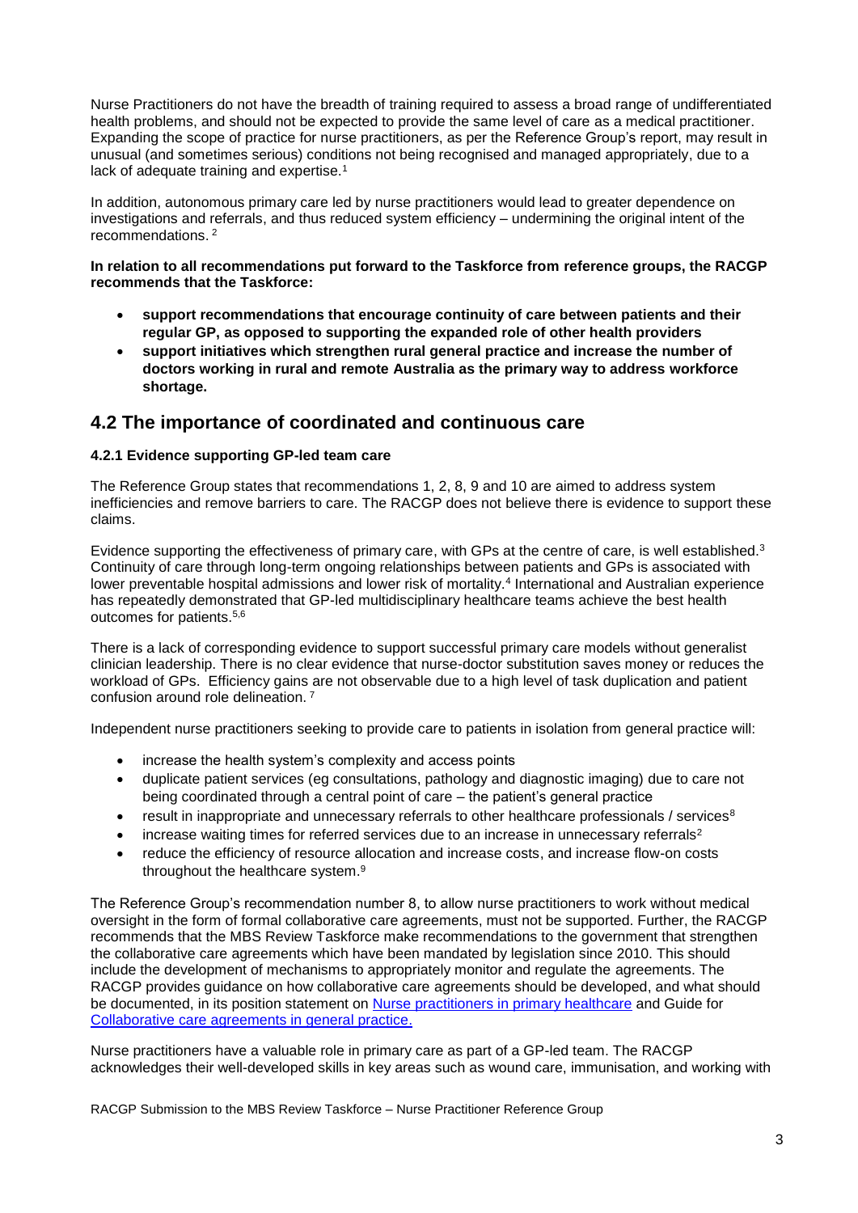Nurse Practitioners do not have the breadth of training required to assess a broad range of undifferentiated health problems, and should not be expected to provide the same level of care as a medical practitioner. Expanding the scope of practice for nurse practitioners, as per the Reference Group's report, may result in unusual (and sometimes serious) conditions not being recognised and managed appropriately, due to a lack of adequate training and expertise.[1]

In addition, autonomous primary care led by nurse practitioners would lead to greater dependence on investigations and referrals, and thus reduced system efficiency – undermining the original intent of the recommendations.[2]

**In relation to all recommendations put forward to the Taskforce from reference groups, the RACGP recommends that the Taskforce:**

- **support recommendations that encourage continuity of care between patients and their regular GP, as opposed to supporting the expanded role of other health providers**
- **support initiatives which strengthen rural general practice and increase the number of doctors working in rural and remote Australia as the primary way to address workforce shortage.**

## 4.2 The importance of coordinated and continuous care

#### 4.2.1 Evidence supporting GP-led team care

The Reference Group states that recommendations 1, 2, 8, 9 and 10 are aimed to address system inefficiencies and remove barriers to care. The RACGP does not believe there is evidence to support these claims.

Evidence supporting the effectiveness of primary care, with GPs at the centre of care, is well established.[3] Continuity of care through long-term ongoing relationships between patients and GPs is associated with lower preventable hospital admissions and lower risk of mortality.[4] International and Australian experience has repeatedly demonstrated that GP-led multidisciplinary healthcare teams achieve the best health outcomes for patients.[5,6]

There is a lack of corresponding evidence to support successful primary care models without generalist clinician leadership. There is no clear evidence that nurse-doctor substitution saves money or reduces the workload of GPs. Efficiency gains are not observable due to a high level of task duplication and patient confusion around role delineation.[7]

Independent nurse practitioners seeking to provide care to patients in isolation from general practice will:

- increase the health system's complexity and access points
- duplicate patient services (eg consultations, pathology and diagnostic imaging) due to care not being coordinated through a central point of care – the patient's general practice
- result in inappropriate and unnecessary referrals to other healthcare professionals / services[8]
- increase waiting times for referred services due to an increase in unnecessary referrals[2]
- reduce the efficiency of resource allocation and increase costs, and increase flow-on costs throughout the healthcare system.[9]

The Reference Group's recommendation number 8, to allow nurse practitioners to work without medical oversight in the form of formal collaborative care agreements, must not be supported. Further, the RACGP recommends that the MBS Review Taskforce make recommendations to the government that strengthen the collaborative care agreements which have been mandated by legislation since 2010. This should include the development of mechanisms to appropriately monitor and regulate the agreements. The RACGP provides guidance on how collaborative care agreements should be developed, and what should be documented, in its position statement on [Nurse practitioners in primary healthcare] and Guide for [Collaborative care agreements in general practice.]

Nurse practitioners have a valuable role in primary care as part of a GP-led team. The RACGP acknowledges their well-developed skills in key areas such as wound care, immunisation, and working with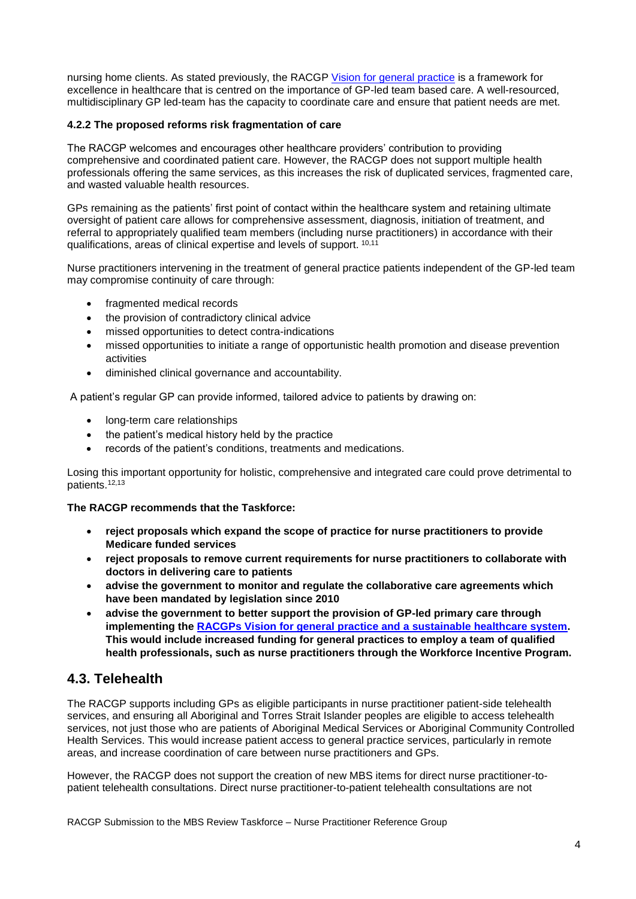nursing home clients. As stated previously, the RACGP [Vision for general practice](#) is a framework for excellence in healthcare that is centred on the importance of GP-led team based care. A well-resourced, multidisciplinary GP led-team has the capacity to coordinate care and ensure that patient needs are met.

#### 4.2.2 The proposed reforms risk fragmentation of care

The RACGP welcomes and encourages other healthcare providers' contribution to providing comprehensive and coordinated patient care. However, the RACGP does not support multiple health professionals offering the same services, as this increases the risk of duplicated services, fragmented care, and wasted valuable health resources.

GPs remaining as the patients' first point of contact within the healthcare system and retaining ultimate oversight of patient care allows for comprehensive assessment, diagnosis, initiation of treatment, and referral to appropriately qualified team members (including nurse practitioners) in accordance with their qualifications, areas of clinical expertise and levels of support. [10,11]

Nurse practitioners intervening in the treatment of general practice patients independent of the GP-led team may compromise continuity of care through:

- fragmented medical records
- the provision of contradictory clinical advice
- missed opportunities to detect contra-indications
- missed opportunities to initiate a range of opportunistic health promotion and disease prevention activities
- diminished clinical governance and accountability.

A patient's regular GP can provide informed, tailored advice to patients by drawing on:

- long-term care relationships
- the patient's medical history held by the practice
- records of the patient's conditions, treatments and medications.

Losing this important opportunity for holistic, comprehensive and integrated care could prove detrimental to patients.[12,13]

**The RACGP recommends that the Taskforce:**

- **reject proposals which expand the scope of practice for nurse practitioners to provide Medicare funded services**
- **reject proposals to remove current requirements for nurse practitioners to collaborate with doctors in delivering care to patients**
- **advise the government to monitor and regulate the collaborative care agreements which have been mandated by legislation since 2010**
- **advise the government to better support the provision of GP-led primary care through implementing the [RACGPs Vision for general practice and a sustainable healthcare system](#). This would include increased funding for general practices to employ a team of qualified health professionals, such as nurse practitioners through the Workforce Incentive Program.**

## 4.3. Telehealth

The RACGP supports including GPs as eligible participants in nurse practitioner patient-side telehealth services, and ensuring all Aboriginal and Torres Strait Islander peoples are eligible to access telehealth services, not just those who are patients of Aboriginal Medical Services or Aboriginal Community Controlled Health Services. This would increase patient access to general practice services, particularly in remote areas, and increase coordination of care between nurse practitioners and GPs.

However, the RACGP does not support the creation of new MBS items for direct nurse practitioner-to-patient telehealth consultations. Direct nurse practitioner-to-patient telehealth consultations are not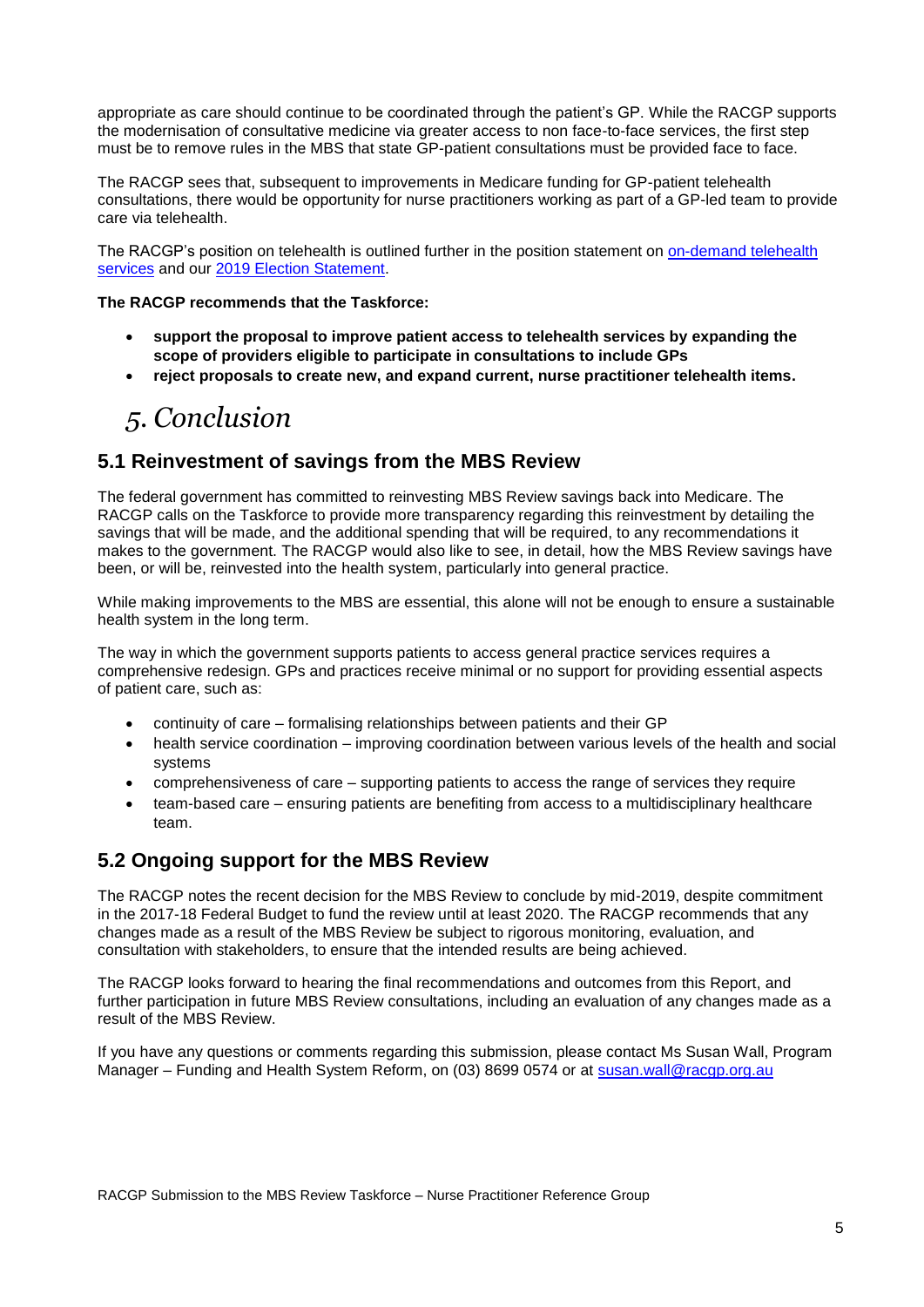appropriate as care should continue to be coordinated through the patient's GP. While the RACGP supports the modernisation of consultative medicine via greater access to non face-to-face services, the first step must be to remove rules in the MBS that state GP-patient consultations must be provided face to face.

The RACGP sees that, subsequent to improvements in Medicare funding for GP-patient telehealth consultations, there would be opportunity for nurse practitioners working as part of a GP-led team to provide care via telehealth.

The RACGP's position on telehealth is outlined further in the position statement on [on-demand telehealth services]() and our [2019 Election Statement]().

**The RACGP recommends that the Taskforce:**

- **support the proposal to improve patient access to telehealth services by expanding the scope of providers eligible to participate in consultations to include GPs**
- **reject proposals to create new, and expand current, nurse practitioner telehealth items.**

# *5. Conclusion*

## 5.1 Reinvestment of savings from the MBS Review

The federal government has committed to reinvesting MBS Review savings back into Medicare. The RACGP calls on the Taskforce to provide more transparency regarding this reinvestment by detailing the savings that will be made, and the additional spending that will be required, to any recommendations it makes to the government. The RACGP would also like to see, in detail, how the MBS Review savings have been, or will be, reinvested into the health system, particularly into general practice.

While making improvements to the MBS are essential, this alone will not be enough to ensure a sustainable health system in the long term.

The way in which the government supports patients to access general practice services requires a comprehensive redesign. GPs and practices receive minimal or no support for providing essential aspects of patient care, such as:

- continuity of care – formalising relationships between patients and their GP
- health service coordination – improving coordination between various levels of the health and social systems
- comprehensiveness of care – supporting patients to access the range of services they require
- team-based care – ensuring patients are benefiting from access to a multidisciplinary healthcare team.

## 5.2 Ongoing support for the MBS Review

The RACGP notes the recent decision for the MBS Review to conclude by mid-2019, despite commitment in the 2017-18 Federal Budget to fund the review until at least 2020. The RACGP recommends that any changes made as a result of the MBS Review be subject to rigorous monitoring, evaluation, and consultation with stakeholders, to ensure that the intended results are being achieved.

The RACGP looks forward to hearing the final recommendations and outcomes from this Report, and further participation in future MBS Review consultations, including an evaluation of any changes made as a result of the MBS Review.

If you have any questions or comments regarding this submission, please contact Ms Susan Wall, Program Manager – Funding and Health System Reform, on (03) 8699 0574 or at [susan.wall@racgp.org.au](mailto:susan.wall@racgp.org.au)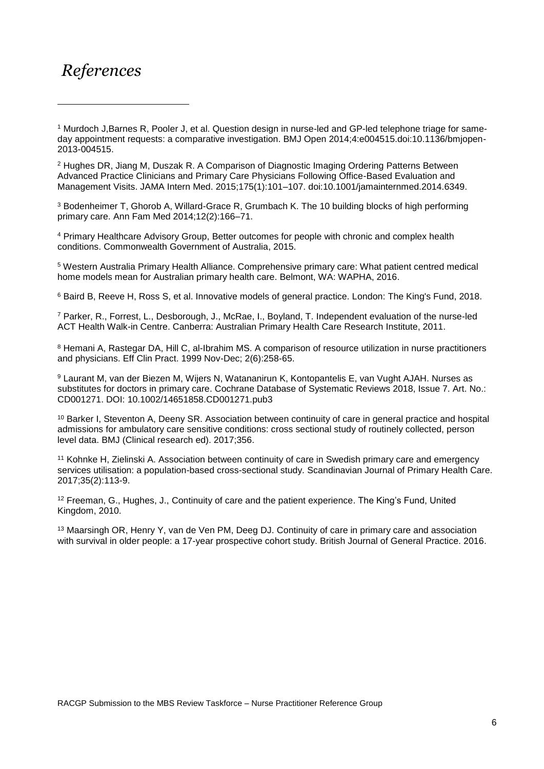# *References*

[1] Murdoch J,Barnes R, Pooler J, et al. Question design in nurse-led and GP-led telephone triage for same-day appointment requests: a comparative investigation. BMJ Open 2014;4:e004515.doi:10.1136/bmjopen-2013-004515.

[2] Hughes DR, Jiang M, Duszak R. A Comparison of Diagnostic Imaging Ordering Patterns Between Advanced Practice Clinicians and Primary Care Physicians Following Office-Based Evaluation and Management Visits. JAMA Intern Med. 2015;175(1):101–107. doi:10.1001/jamainternmed.2014.6349.

[3] Bodenheimer T, Ghorob A, Willard-Grace R, Grumbach K. The 10 building blocks of high performing primary care. Ann Fam Med 2014;12(2):166–71.

[4] Primary Healthcare Advisory Group, Better outcomes for people with chronic and complex health conditions. Commonwealth Government of Australia, 2015.

[5] Western Australia Primary Health Alliance. Comprehensive primary care: What patient centred medical home models mean for Australian primary health care. Belmont, WA: WAPHA, 2016.

[6] Baird B, Reeve H, Ross S, et al. Innovative models of general practice. London: The King's Fund, 2018.

[7] Parker, R., Forrest, L., Desborough, J., McRae, I., Boyland, T. Independent evaluation of the nurse-led ACT Health Walk-in Centre. Canberra: Australian Primary Health Care Research Institute, 2011.

[8] Hemani A, Rastegar DA, Hill C, al-Ibrahim MS. A comparison of resource utilization in nurse practitioners and physicians. Eff Clin Pract. 1999 Nov-Dec; 2(6):258-65.

[9] Laurant M, van der Biezen M, Wijers N, Watananirun K, Kontopantelis E, van Vught AJAH. Nurses as substitutes for doctors in primary care. Cochrane Database of Systematic Reviews 2018, Issue 7. Art. No.: CD001271. DOI: 10.1002/14651858.CD001271.pub3

[10] Barker I, Steventon A, Deeny SR. Association between continuity of care in general practice and hospital admissions for ambulatory care sensitive conditions: cross sectional study of routinely collected, person level data. BMJ (Clinical research ed). 2017;356.

[11] Kohnke H, Zielinski A. Association between continuity of care in Swedish primary care and emergency services utilisation: a population-based cross-sectional study. Scandinavian Journal of Primary Health Care. 2017;35(2):113-9.

[12] Freeman, G., Hughes, J., Continuity of care and the patient experience. The King's Fund, United Kingdom, 2010.

[13] Maarsingh OR, Henry Y, van de Ven PM, Deeg DJ. Continuity of care in primary care and association with survival in older people: a 17-year prospective cohort study. British Journal of General Practice. 2016.